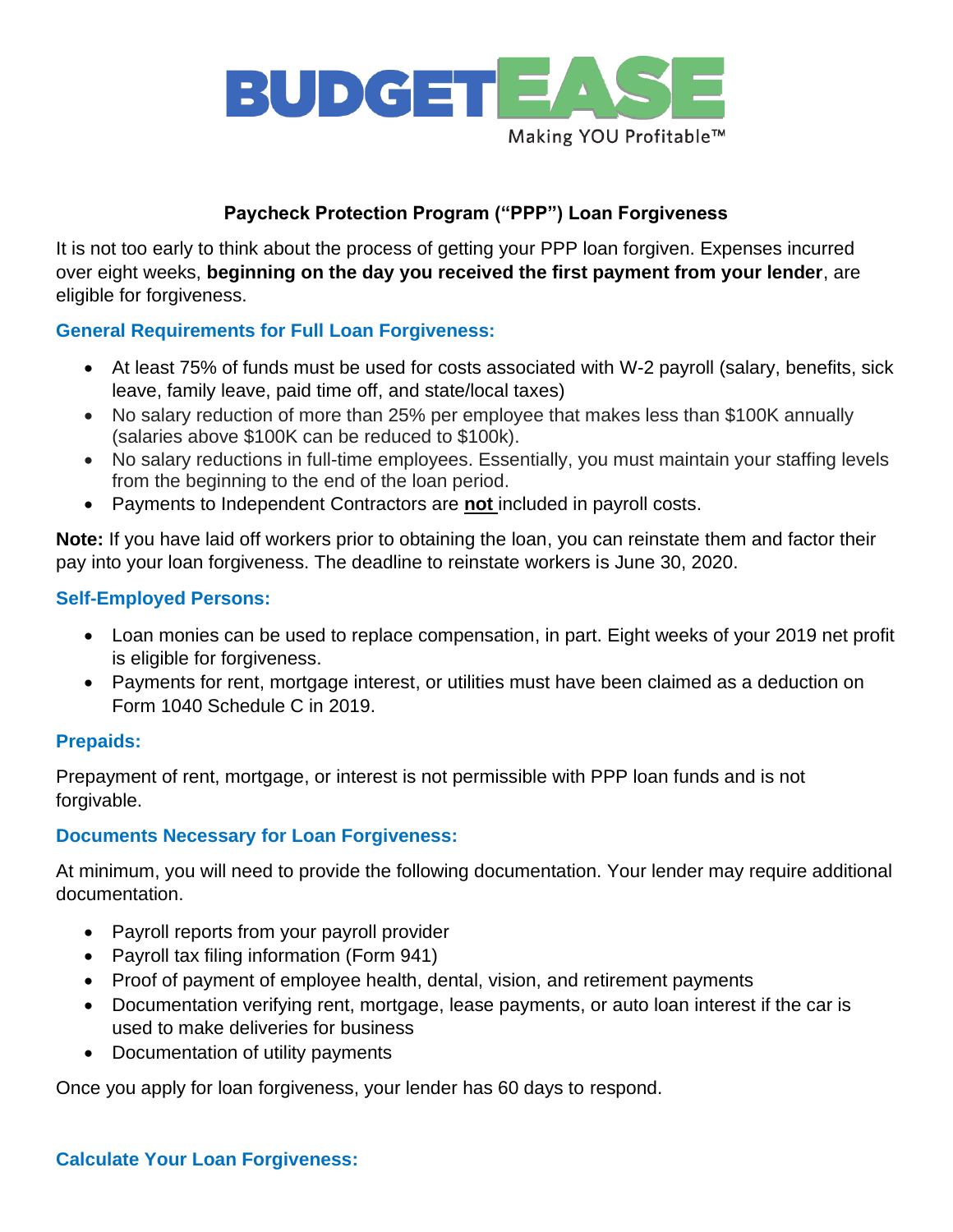BUDGETEASE

Making YOU Profitable™

# Paycheck Protection Program ("PPP") Loan Forgiveness

It is not too early to think about the process of getting your PPP loan forgiven. Expenses incurred over eight weeks, **beginning on the day you received the first payment from your lender**, are eligible for forgiveness.

## General Requirements for Full Loan Forgiveness:

- At least 75% of funds must be used for costs associated with W-2 payroll (salary, benefits, sick leave, family leave, paid time off, and state/local taxes)
- No salary reduction of more than 25% per employee that makes less than $100K annually (salaries above $100K can be reduced to $100k).
- No salary reductions in full-time employees. Essentially, you must maintain your staffing levels from the beginning to the end of the loan period.
- Payments to Independent Contractors are **not** included in payroll costs.

**Note:** If you have laid off workers prior to obtaining the loan, you can reinstate them and factor their pay into your loan forgiveness. The deadline to reinstate workers is June 30, 2020.

## Self-Employed Persons:

- Loan monies can be used to replace compensation, in part. Eight weeks of your 2019 net profit is eligible for forgiveness.
- Payments for rent, mortgage interest, or utilities must have been claimed as a deduction on Form 1040 Schedule C in 2019.

## Prepaids:

Prepayment of rent, mortgage, or interest is not permissible with PPP loan funds and is not forgivable.

## Documents Necessary for Loan Forgiveness:

At minimum, you will need to provide the following documentation. Your lender may require additional documentation.

- Payroll reports from your payroll provider
- Payroll tax filing information (Form 941)
- Proof of payment of employee health, dental, vision, and retirement payments
- Documentation verifying rent, mortgage, lease payments, or auto loan interest if the car is used to make deliveries for business
- Documentation of utility payments

Once you apply for loan forgiveness, your lender has 60 days to respond.

## Calculate Your Loan Forgiveness: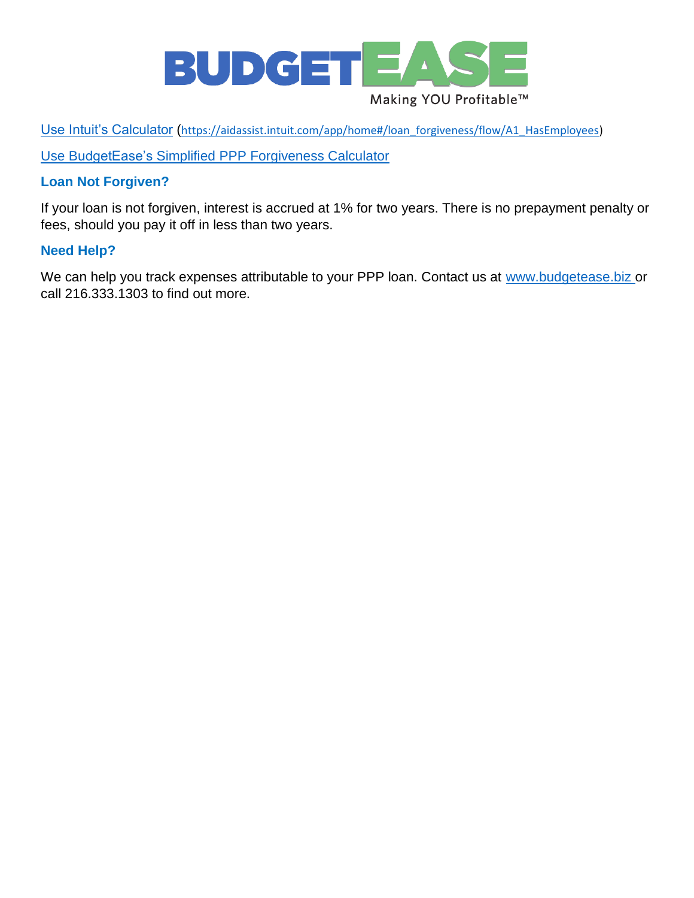BUDGETEASE

Making YOU Profitable™

Use Intuit's Calculator (https://aidassist.intuit.com/app/home#/loan_forgiveness/flow/A1_HasEmployees)

Use BudgetEase's Simplified PPP Forgiveness Calculator

### Loan Not Forgiven?

If your loan is not forgiven, interest is accrued at 1% for two years. There is no prepayment penalty or fees, should you pay it off in less than two years.

### Need Help?

We can help you track expenses attributable to your PPP loan. Contact us at www.budgetease.biz or call 216.333.1303 to find out more.